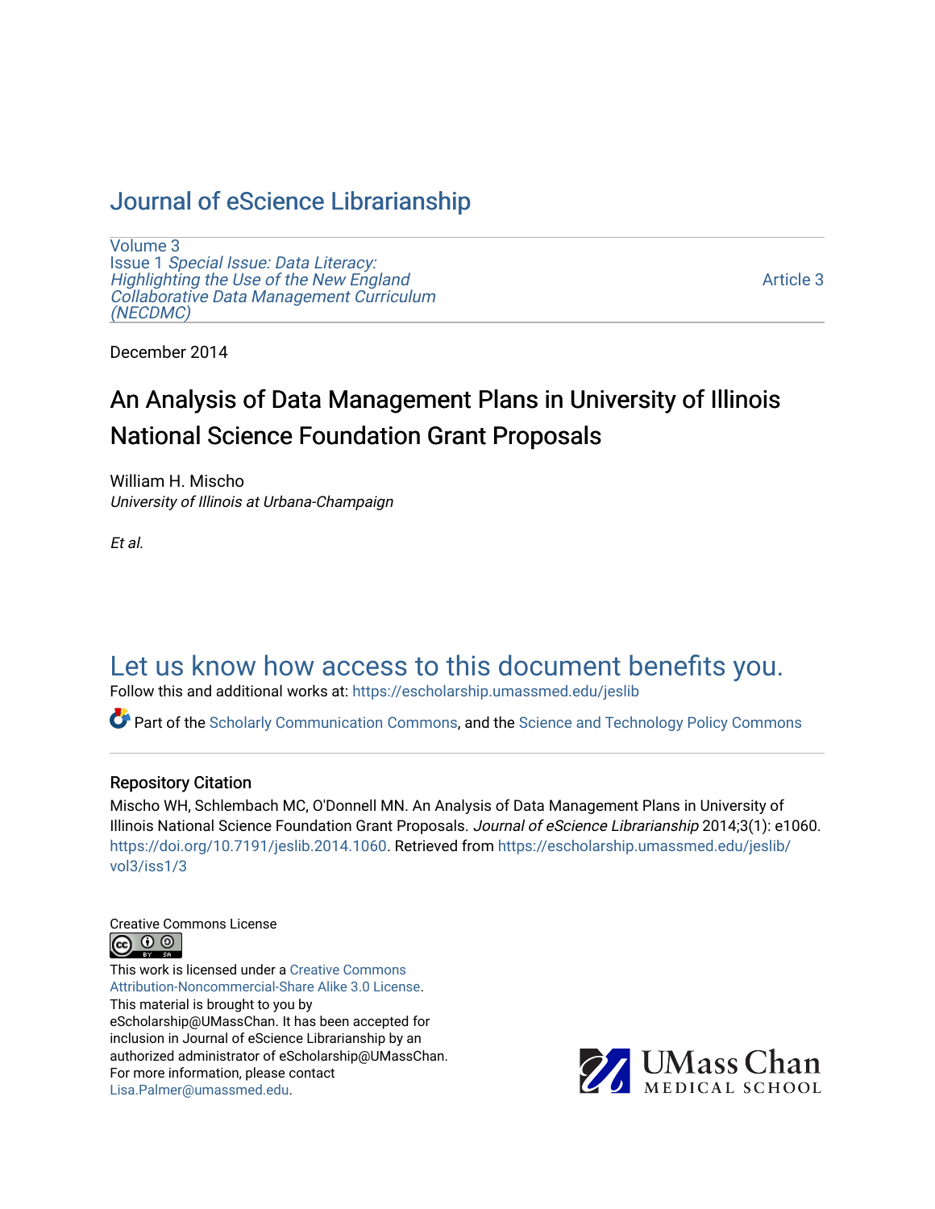# Journal of eScience Librarianship

Volume 3
Issue 1 *Special Issue: Data Literacy: Highlighting the Use of the New England Collaborative Data Management Curriculum (NECDMC)*

Article 3

December 2014

## An Analysis of Data Management Plans in University of Illinois National Science Foundation Grant Proposals

William H. Mischo
*University of Illinois at Urbana-Champaign*

*Et al.*

Let us know how access to this document benefits you.

Follow this and additional works at: https://escholarship.umassmed.edu/jeslib

Part of the Scholarly Communication Commons, and the Science and Technology Policy Commons

### Repository Citation

Mischo WH, Schlembach MC, O'Donnell MN. An Analysis of Data Management Plans in University of Illinois National Science Foundation Grant Proposals. *Journal of eScience Librarianship* 2014;3(1): e1060. https://doi.org/10.7191/jeslib.2014.1060. Retrieved from https://escholarship.umassmed.edu/jeslib/vol3/iss1/3

Creative Commons License

This work is licensed under a Creative Commons Attribution-Noncommercial-Share Alike 3.0 License.
This material is brought to you by eScholarship@UMassChan. It has been accepted for inclusion in Journal of eScience Librarianship by an authorized administrator of eScholarship@UMassChan. For more information, please contact Lisa.Palmer@umassmed.edu.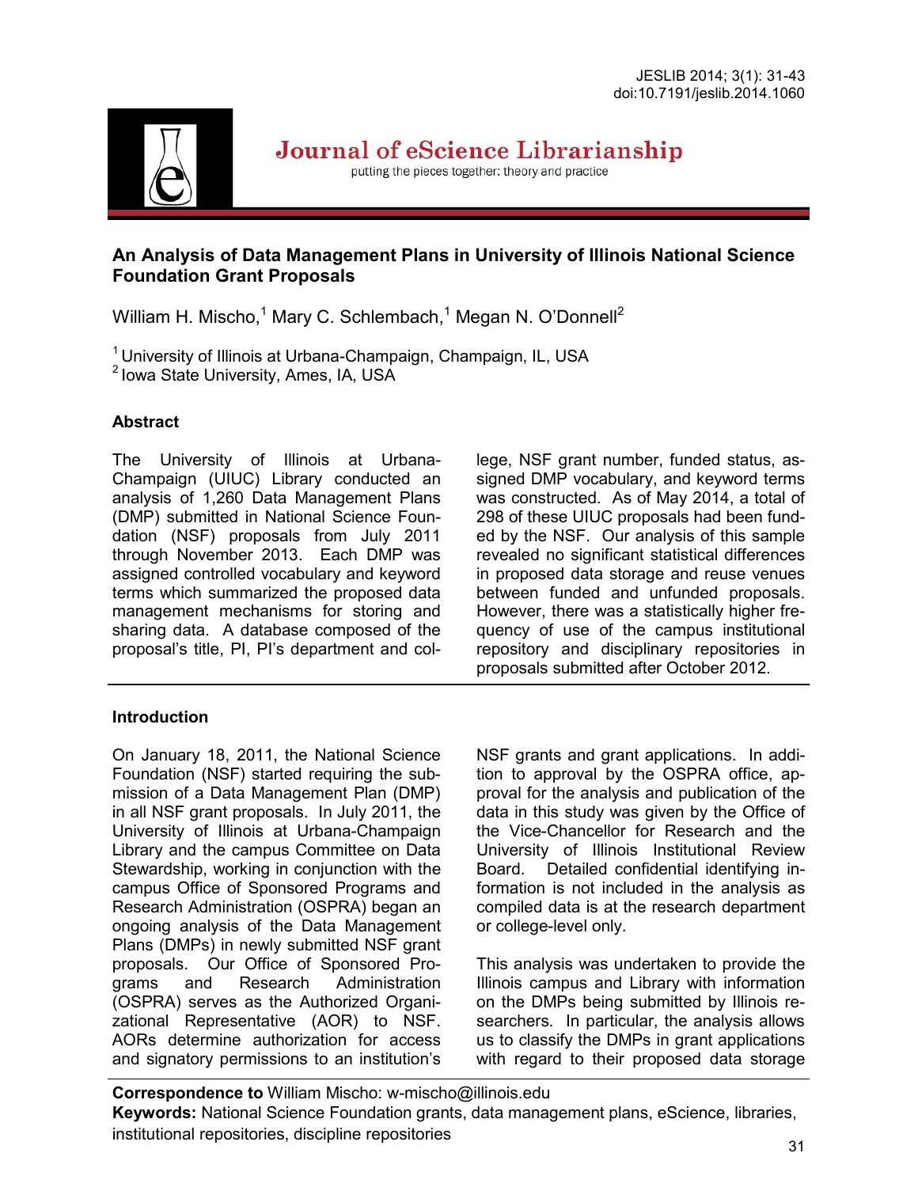# An Analysis of Data Management Plans in University of Illinois National Science Foundation Grant Proposals

William H. Mischo,[1] Mary C. Schlembach,[1] Megan N. O'Donnell[2]

[1] University of Illinois at Urbana-Champaign, Champaign, IL, USA
[2] Iowa State University, Ames, IA, USA

## Abstract

The University of Illinois at Urbana-Champaign (UIUC) Library conducted an analysis of 1,260 Data Management Plans (DMP) submitted in National Science Foundation (NSF) proposals from July 2011 through November 2013. Each DMP was assigned controlled vocabulary and keyword terms which summarized the proposed data management mechanisms for storing and sharing data. A database composed of the proposal's title, PI, PI's department and college, NSF grant number, funded status, assigned DMP vocabulary, and keyword terms was constructed. As of May 2014, a total of 298 of these UIUC proposals had been funded by the NSF. Our analysis of this sample revealed no significant statistical differences in proposed data storage and reuse venues between funded and unfunded proposals. However, there was a statistically higher frequency of use of the campus institutional repository and disciplinary repositories in proposals submitted after October 2012.

## Introduction

On January 18, 2011, the National Science Foundation (NSF) started requiring the submission of a Data Management Plan (DMP) in all NSF grant proposals. In July 2011, the University of Illinois at Urbana-Champaign Library and the campus Committee on Data Stewardship, working in conjunction with the campus Office of Sponsored Programs and Research Administration (OSPRA) began an ongoing analysis of the Data Management Plans (DMPs) in newly submitted NSF grant proposals. Our Office of Sponsored Programs and Research Administration (OSPRA) serves as the Authorized Organizational Representative (AOR) to NSF. AORs determine authorization for access and signatory permissions to an institution's NSF grants and grant applications. In addition to approval by the OSPRA office, approval for the analysis and publication of the data in this study was given by the Office of the Vice-Chancellor for Research and the University of Illinois Institutional Review Board. Detailed confidential identifying information is not included in the analysis as compiled data is at the research department or college-level only.

This analysis was undertaken to provide the Illinois campus and Library with information on the DMPs being submitted by Illinois researchers. In particular, the analysis allows us to classify the DMPs in grant applications with regard to their proposed data storage

**Correspondence to** William Mischo: w-mischo@illinois.edu

**Keywords:** National Science Foundation grants, data management plans, eScience, libraries, institutional repositories, discipline repositories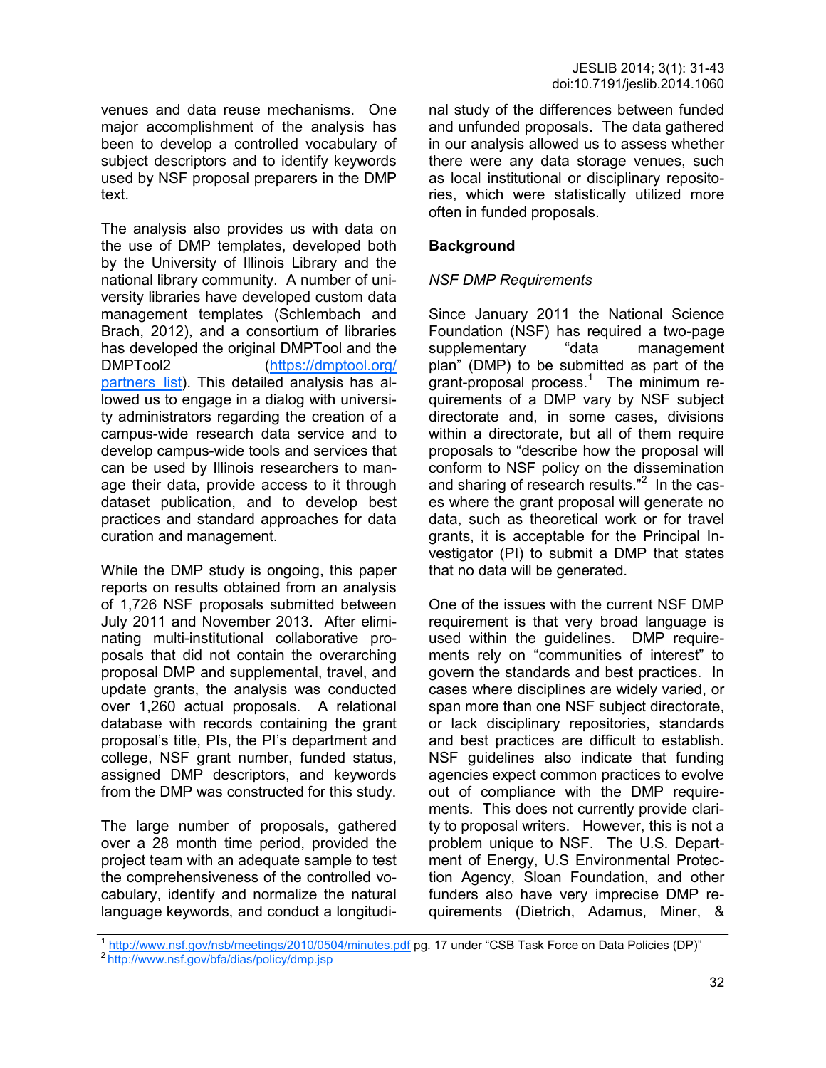venues and data reuse mechanisms. One major accomplishment of the analysis has been to develop a controlled vocabulary of subject descriptors and to identify keywords used by NSF proposal preparers in the DMP text.

The analysis also provides us with data on the use of DMP templates, developed both by the University of Illinois Library and the national library community. A number of university libraries have developed custom data management templates (Schlembach and Brach, 2012), and a consortium of libraries has developed the original DMPTool and the DMPTool2 ([https://dmptool.org/partners_list](https://dmptool.org/partners_list)). This detailed analysis has allowed us to engage in a dialog with university administrators regarding the creation of a campus-wide research data service and to develop campus-wide tools and services that can be used by Illinois researchers to manage their data, provide access to it through dataset publication, and to develop best practices and standard approaches for data curation and management.

While the DMP study is ongoing, this paper reports on results obtained from an analysis of 1,726 NSF proposals submitted between July 2011 and November 2013. After eliminating multi-institutional collaborative proposals that did not contain the overarching proposal DMP and supplemental, travel, and update grants, the analysis was conducted over 1,260 actual proposals. A relational database with records containing the grant proposal's title, PIs, the PI's department and college, NSF grant number, funded status, assigned DMP descriptors, and keywords from the DMP was constructed for this study.

The large number of proposals, gathered over a 28 month time period, provided the project team with an adequate sample to test the comprehensiveness of the controlled vocabulary, identify and normalize the natural language keywords, and conduct a longitudinal study of the differences between funded and unfunded proposals. The data gathered in our analysis allowed us to assess whether there were any data storage venues, such as local institutional or disciplinary repositories, which were statistically utilized more often in funded proposals.

## Background

### *NSF DMP Requirements*

Since January 2011 the National Science Foundation (NSF) has required a two-page supplementary "data management plan" (DMP) to be submitted as part of the grant-proposal process.[1] The minimum requirements of a DMP vary by NSF subject directorate and, in some cases, divisions within a directorate, but all of them require proposals to "describe how the proposal will conform to NSF policy on the dissemination and sharing of research results."[2] In the cases where the grant proposal will generate no data, such as theoretical work or for travel grants, it is acceptable for the Principal Investigator (PI) to submit a DMP that states that no data will be generated.

One of the issues with the current NSF DMP requirement is that very broad language is used within the guidelines. DMP requirements rely on "communities of interest" to govern the standards and best practices. In cases where disciplines are widely varied, or span more than one NSF subject directorate, or lack disciplinary repositories, standards and best practices are difficult to establish. NSF guidelines also indicate that funding agencies expect common practices to evolve out of compliance with the DMP requirements. This does not currently provide clarity to proposal writers. However, this is not a problem unique to NSF. The U.S. Department of Energy, U.S Environmental Protection Agency, Sloan Foundation, and other funders also have very imprecise DMP requirements (Dietrich, Adamus, Miner, &

---

[1] [http://www.nsf.gov/nsb/meetings/2010/0504/minutes.pdf](http://www.nsf.gov/nsb/meetings/2010/0504/minutes.pdf) pg. 17 under "CSB Task Force on Data Policies (DP)"

[2] [http://www.nsf.gov/bfa/dias/policy/dmp.jsp](http://www.nsf.gov/bfa/dias/policy/dmp.jsp)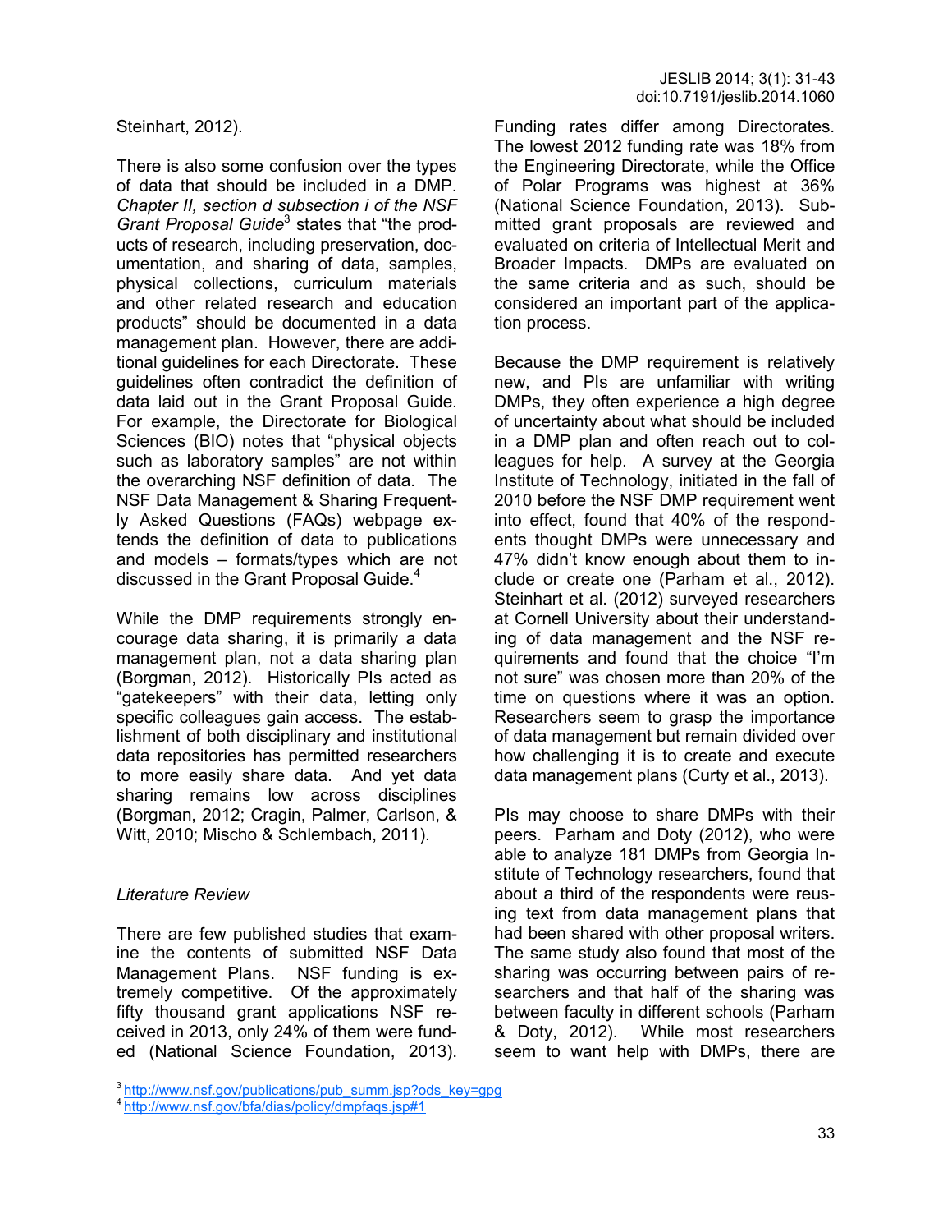Steinhart, 2012).

There is also some confusion over the types of data that should be included in a DMP. *Chapter II, section d subsection i of the NSF Grant Proposal Guide*[3] states that "the products of research, including preservation, documentation, and sharing of data, samples, physical collections, curriculum materials and other related research and education products" should be documented in a data management plan. However, there are additional guidelines for each Directorate. These guidelines often contradict the definition of data laid out in the Grant Proposal Guide. For example, the Directorate for Biological Sciences (BIO) notes that "physical objects such as laboratory samples" are not within the overarching NSF definition of data. The NSF Data Management & Sharing Frequently Asked Questions (FAQs) webpage extends the definition of data to publications and models – formats/types which are not discussed in the Grant Proposal Guide.[4]

While the DMP requirements strongly encourage data sharing, it is primarily a data management plan, not a data sharing plan (Borgman, 2012). Historically PIs acted as "gatekeepers" with their data, letting only specific colleagues gain access. The establishment of both disciplinary and institutional data repositories has permitted researchers to more easily share data. And yet data sharing remains low across disciplines (Borgman, 2012; Cragin, Palmer, Carlson, & Witt, 2010; Mischo & Schlembach, 2011).

*Literature Review*

There are few published studies that examine the contents of submitted NSF Data Management Plans. NSF funding is extremely competitive. Of the approximately fifty thousand grant applications NSF received in 2013, only 24% of them were funded (National Science Foundation, 2013). Funding rates differ among Directorates. The lowest 2012 funding rate was 18% from the Engineering Directorate, while the Office of Polar Programs was highest at 36% (National Science Foundation, 2013). Submitted grant proposals are reviewed and evaluated on criteria of Intellectual Merit and Broader Impacts. DMPs are evaluated on the same criteria and as such, should be considered an important part of the application process.

Because the DMP requirement is relatively new, and PIs are unfamiliar with writing DMPs, they often experience a high degree of uncertainty about what should be included in a DMP plan and often reach out to colleagues for help. A survey at the Georgia Institute of Technology, initiated in the fall of 2010 before the NSF DMP requirement went into effect, found that 40% of the respondents thought DMPs were unnecessary and 47% didn't know enough about them to include or create one (Parham et al., 2012). Steinhart et al. (2012) surveyed researchers at Cornell University about their understanding of data management and the NSF requirements and found that the choice "I'm not sure" was chosen more than 20% of the time on questions where it was an option. Researchers seem to grasp the importance of data management but remain divided over how challenging it is to create and execute data management plans (Curty et al., 2013).

PIs may choose to share DMPs with their peers. Parham and Doty (2012), who were able to analyze 181 DMPs from Georgia Institute of Technology researchers, found that about a third of the respondents were reusing text from data management plans that had been shared with other proposal writers. The same study also found that most of the sharing was occurring between pairs of researchers and that half of the sharing was between faculty in different schools (Parham & Doty, 2012). While most researchers seem to want help with DMPs, there are

[3] http://www.nsf.gov/publications/pub_summ.jsp?ods_key=gpg

[4] http://www.nsf.gov/bfa/dias/policy/dmpfaqs.jsp#1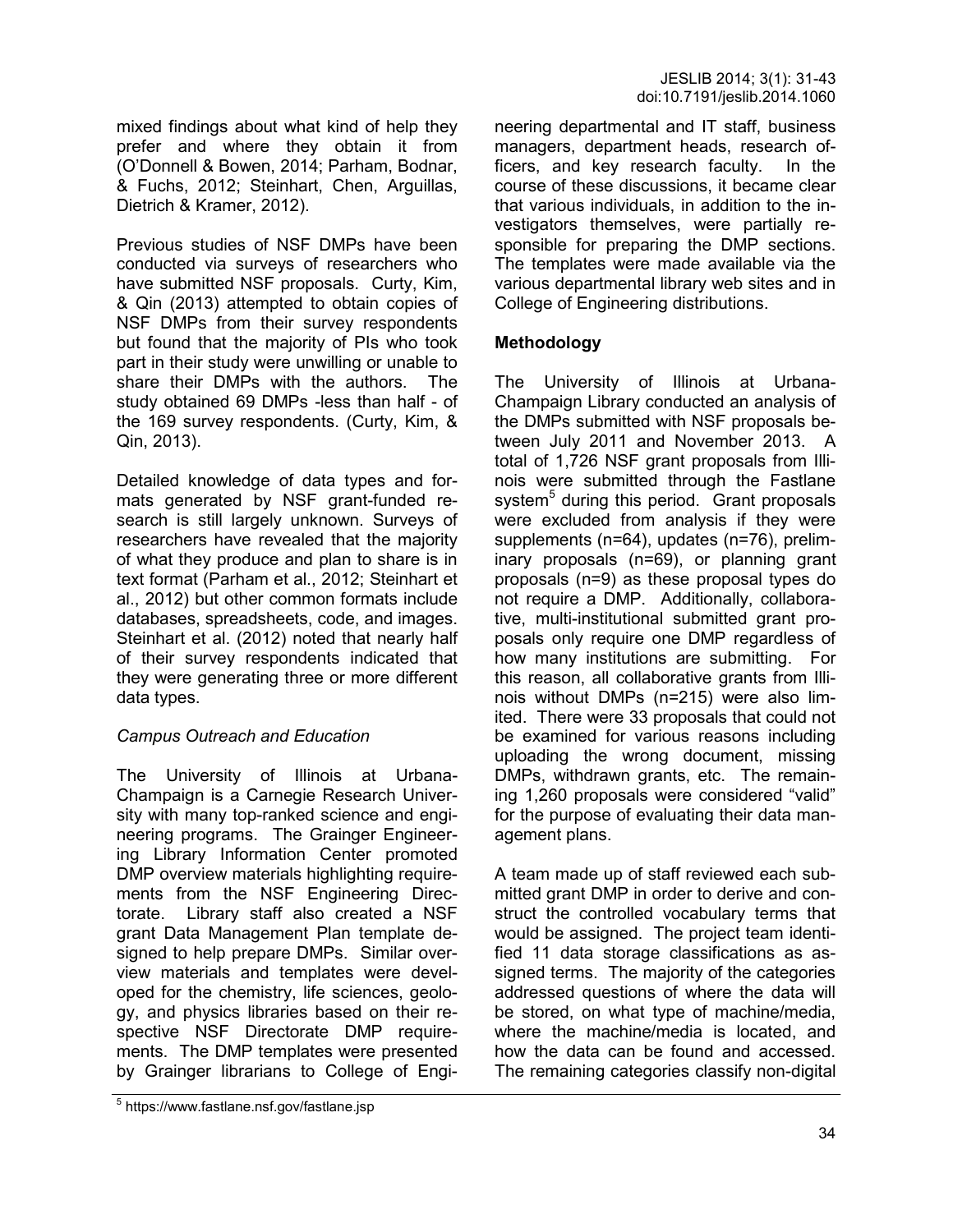mixed findings about what kind of help they prefer and where they obtain it from (O'Donnell & Bowen, 2014; Parham, Bodnar, & Fuchs, 2012; Steinhart, Chen, Arguillas, Dietrich & Kramer, 2012).

Previous studies of NSF DMPs have been conducted via surveys of researchers who have submitted NSF proposals. Curty, Kim, & Qin (2013) attempted to obtain copies of NSF DMPs from their survey respondents but found that the majority of PIs who took part in their study were unwilling or unable to share their DMPs with the authors. The study obtained 69 DMPs -less than half - of the 169 survey respondents. (Curty, Kim, & Qin, 2013).

Detailed knowledge of data types and formats generated by NSF grant-funded research is still largely unknown. Surveys of researchers have revealed that the majority of what they produce and plan to share is in text format (Parham et al., 2012; Steinhart et al., 2012) but other common formats include databases, spreadsheets, code, and images. Steinhart et al. (2012) noted that nearly half of their survey respondents indicated that they were generating three or more different data types.

### *Campus Outreach and Education*

The University of Illinois at Urbana-Champaign is a Carnegie Research University with many top-ranked science and engineering programs. The Grainger Engineering Library Information Center promoted DMP overview materials highlighting requirements from the NSF Engineering Directorate. Library staff also created a NSF grant Data Management Plan template designed to help prepare DMPs. Similar overview materials and templates were developed for the chemistry, life sciences, geology, and physics libraries based on their respective NSF Directorate DMP requirements. The DMP templates were presented by Grainger librarians to College of Engineering departmental and IT staff, business managers, department heads, research officers, and key research faculty. In the course of these discussions, it became clear that various individuals, in addition to the investigators themselves, were partially responsible for preparing the DMP sections. The templates were made available via the various departmental library web sites and in College of Engineering distributions.

## **Methodology**

The University of Illinois at Urbana-Champaign Library conducted an analysis of the DMPs submitted with NSF proposals between July 2011 and November 2013. A total of 1,726 NSF grant proposals from Illinois were submitted through the Fastlane system[5] during this period. Grant proposals were excluded from analysis if they were supplements (n=64), updates (n=76), preliminary proposals (n=69), or planning grant proposals (n=9) as these proposal types do not require a DMP. Additionally, collaborative, multi-institutional submitted grant proposals only require one DMP regardless of how many institutions are submitting. For this reason, all collaborative grants from Illinois without DMPs (n=215) were also limited. There were 33 proposals that could not be examined for various reasons including uploading the wrong document, missing DMPs, withdrawn grants, etc. The remaining 1,260 proposals were considered "valid" for the purpose of evaluating their data management plans.

A team made up of staff reviewed each submitted grant DMP in order to derive and construct the controlled vocabulary terms that would be assigned. The project team identified 11 data storage classifications as assigned terms. The majority of the categories addressed questions of where the data will be stored, on what type of machine/media, where the machine/media is located, and how the data can be found and accessed. The remaining categories classify non-digital

[5] https://www.fastlane.nsf.gov/fastlane.jsp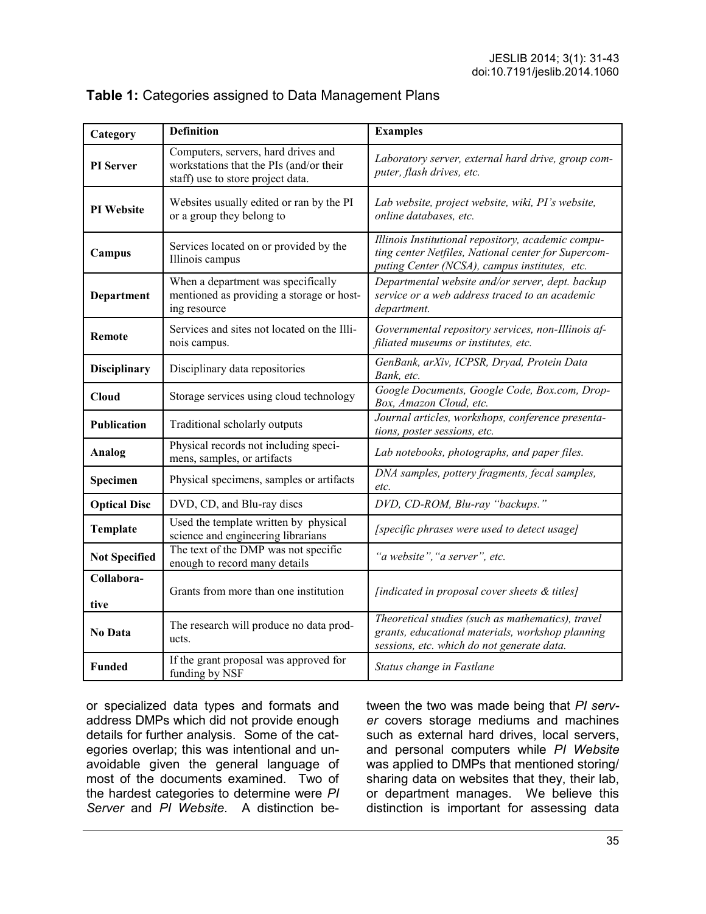**Table 1:** Categories assigned to Data Management Plans

| Category | Definition | Examples |
|---|---|---|
| **PI Server** | Computers, servers, hard drives and workstations that the PIs (and/or their staff) use to store project data. | *Laboratory server, external hard drive, group computer, flash drives, etc.* |
| **PI Website** | Websites usually edited or ran by the PI or a group they belong to | *Lab website, project website, wiki, PI's website, online databases, etc.* |
| **Campus** | Services located on or provided by the Illinois campus | *Illinois Institutional repository, academic computing center Netfiles, National center for Supercomputing Center (NCSA), campus institutes, etc.* |
| **Department** | When a department was specifically mentioned as providing a storage or hosting resource | *Departmental website and/or server, dept. backup service or a web address traced to an academic department.* |
| **Remote** | Services and sites not located on the Illinois campus. | *Governmental repository services, non-Illinois affiliated museums or institutes, etc.* |
| **Disciplinary** | Disciplinary data repositories | *GenBank, arXiv, ICPSR, Dryad, Protein Data Bank, etc.* |
| **Cloud** | Storage services using cloud technology | *Google Documents, Google Code, Box.com, DropBox, Amazon Cloud, etc.* |
| **Publication** | Traditional scholarly outputs | *Journal articles, workshops, conference presentations, poster sessions, etc.* |
| **Analog** | Physical records not including specimens, samples, or artifacts | *Lab notebooks, photographs, and paper files.* |
| **Specimen** | Physical specimens, samples or artifacts | *DNA samples, pottery fragments, fecal samples, etc.* |
| **Optical Disc** | DVD, CD, and Blu-ray discs | *DVD, CD-ROM, Blu-ray "backups."* |
| **Template** | Used the template written by physical science and engineering librarians | *[specific phrases were used to detect usage]* |
| **Not Specified** | The text of the DMP was not specific enough to record many details | *"a website", "a server", etc.* |
| **Collaborative** | Grants from more than one institution | *[indicated in proposal cover sheets & titles]* |
| **No Data** | The research will produce no data products. | *Theoretical studies (such as mathematics), travel grants, educational materials, workshop planning sessions, etc. which do not generate data.* |
| **Funded** | If the grant proposal was approved for funding by NSF | *Status change in Fastlane* |

or specialized data types and formats and address DMPs which did not provide enough details for further analysis. Some of the categories overlap; this was intentional and unavoidable given the general language of most of the documents examined. Two of the hardest categories to determine were *PI Server* and *PI Website*. A distinction between the two was made being that *PI server* covers storage mediums and machines such as external hard drives, local servers, and personal computers while *PI Website* was applied to DMPs that mentioned storing/sharing data on websites that they, their lab, or department manages. We believe this distinction is important for assessing data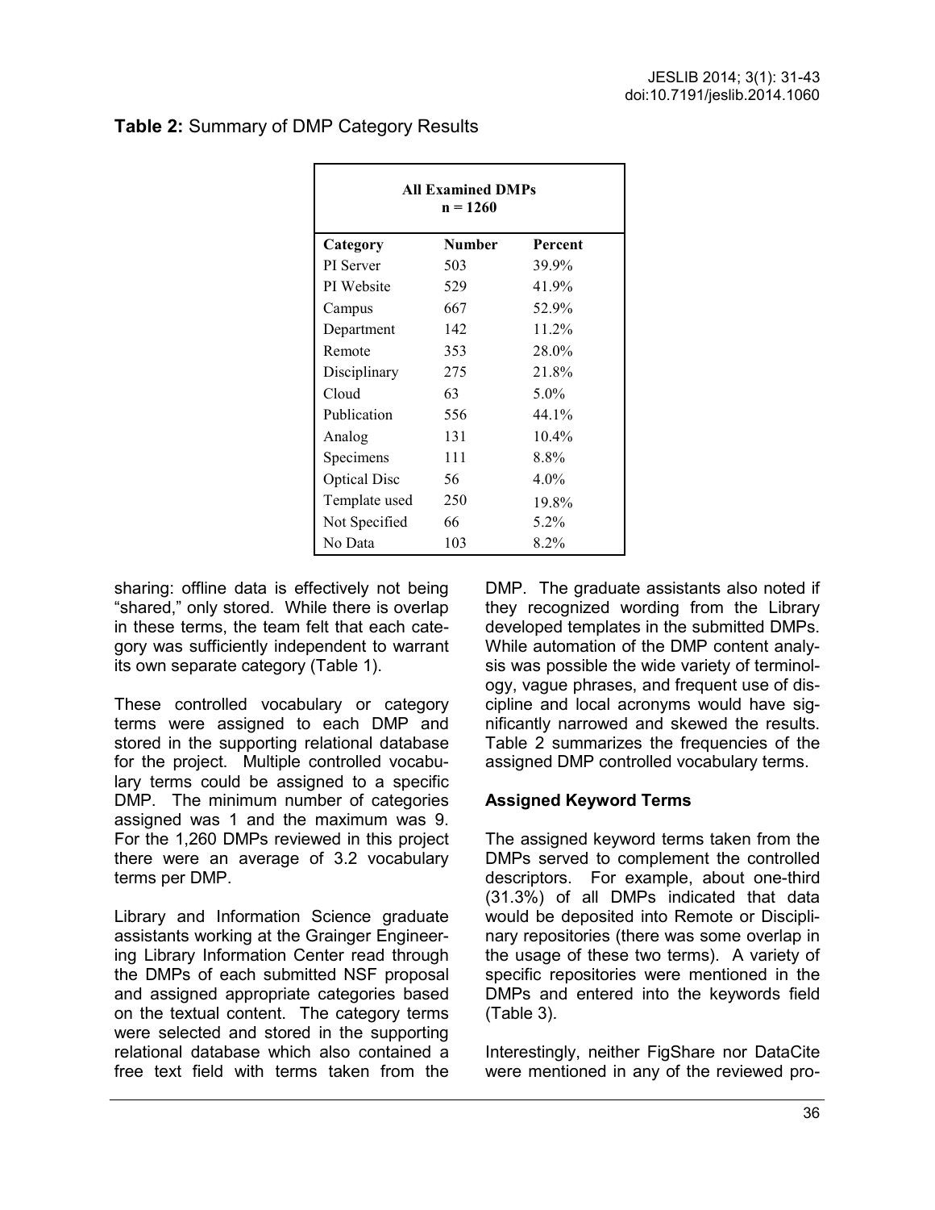**Table 2:** Summary of DMP Category Results

| All Examined DMPs n = 1260 | | |
|---|---|---|
| **Category** | **Number** | **Percent** |
| PI Server | 503 | 39.9% |
| PI Website | 529 | 41.9% |
| Campus | 667 | 52.9% |
| Department | 142 | 11.2% |
| Remote | 353 | 28.0% |
| Disciplinary | 275 | 21.8% |
| Cloud | 63 | 5.0% |
| Publication | 556 | 44.1% |
| Analog | 131 | 10.4% |
| Specimens | 111 | 8.8% |
| Optical Disc | 56 | 4.0% |
| Template used | 250 | 19.8% |
| Not Specified | 66 | 5.2% |
| No Data | 103 | 8.2% |

sharing: offline data is effectively not being "shared," only stored. While there is overlap in these terms, the team felt that each category was sufficiently independent to warrant its own separate category (Table 1).

These controlled vocabulary or category terms were assigned to each DMP and stored in the supporting relational database for the project. Multiple controlled vocabulary terms could be assigned to a specific DMP. The minimum number of categories assigned was 1 and the maximum was 9. For the 1,260 DMPs reviewed in this project there were an average of 3.2 vocabulary terms per DMP.

Library and Information Science graduate assistants working at the Grainger Engineering Library Information Center read through the DMPs of each submitted NSF proposal and assigned appropriate categories based on the textual content. The category terms were selected and stored in the supporting relational database which also contained a free text field with terms taken from the DMP. The graduate assistants also noted if they recognized wording from the Library developed templates in the submitted DMPs. While automation of the DMP content analysis was possible the wide variety of terminology, vague phrases, and frequent use of discipline and local acronyms would have significantly narrowed and skewed the results. Table 2 summarizes the frequencies of the assigned DMP controlled vocabulary terms.

### Assigned Keyword Terms

The assigned keyword terms taken from the DMPs served to complement the controlled descriptors. For example, about one-third (31.3%) of all DMPs indicated that data would be deposited into Remote or Disciplinary repositories (there was some overlap in the usage of these two terms). A variety of specific repositories were mentioned in the DMPs and entered into the keywords field (Table 3).

Interestingly, neither FigShare nor DataCite were mentioned in any of the reviewed pro-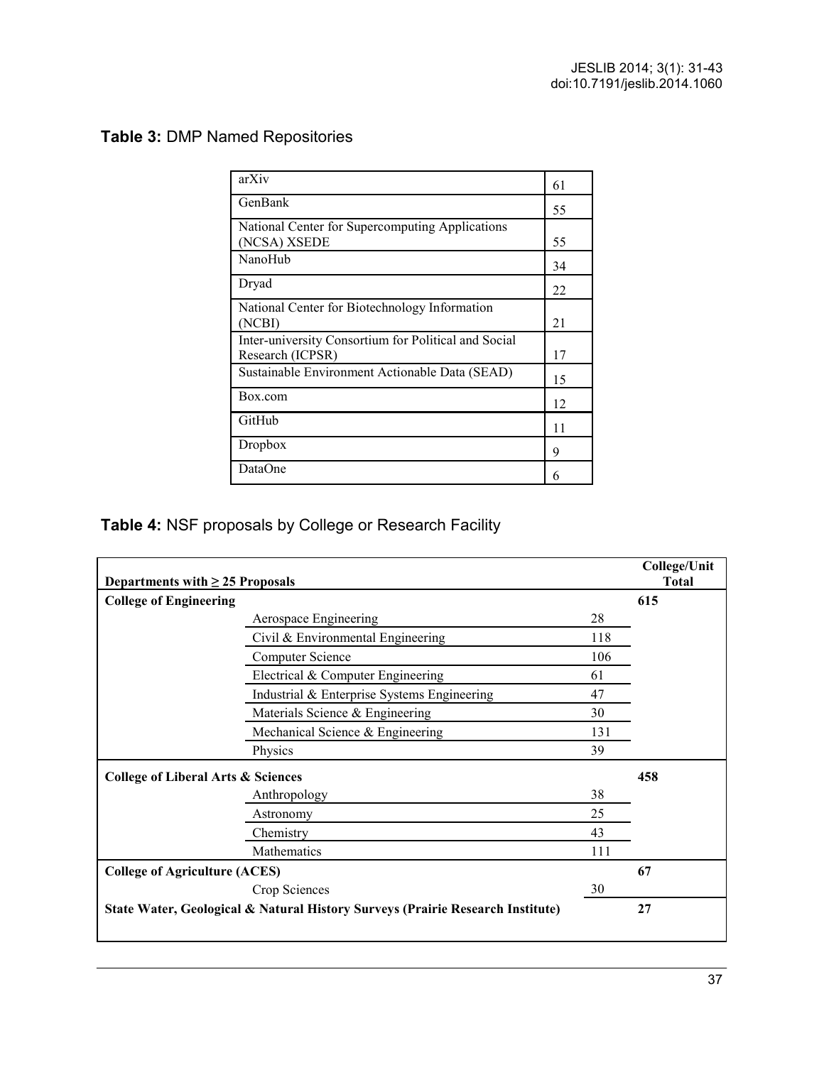**Table 3:** DMP Named Repositories

| | |
|---|---|
| arXiv | 61 |
| GenBank | 55 |
| National Center for Supercomputing Applications (NCSA) XSEDE | 55 |
| NanoHub | 34 |
| Dryad | 22 |
| National Center for Biotechnology Information (NCBI) | 21 |
| Inter-university Consortium for Political and Social Research (ICPSR) | 17 |
| Sustainable Environment Actionable Data (SEAD) | 15 |
| Box.com | 12 |
| GitHub | 11 |
| Dropbox | 9 |
| DataOne | 6 |

**Table 4:** NSF proposals by College or Research Facility

| Departments with ≥ 25 Proposals | | | College/Unit Total |
|---|---|---|---|
| **College of Engineering** | | | **615** |
| | Aerospace Engineering | 28 | |
| | Civil & Environmental Engineering | 118 | |
| | Computer Science | 106 | |
| | Electrical & Computer Engineering | 61 | |
| | Industrial & Enterprise Systems Engineering | 47 | |
| | Materials Science & Engineering | 30 | |
| | Mechanical Science & Engineering | 131 | |
| | Physics | 39 | |
| **College of Liberal Arts & Sciences** | | | **458** |
| | Anthropology | 38 | |
| | Astronomy | 25 | |
| | Chemistry | 43 | |
| | Mathematics | 111 | |
| **College of Agriculture (ACES)** | | | **67** |
| | Crop Sciences | 30 | |
| **State Water, Geological & Natural History Surveys (Prairie Research Institute)** | | | **27** |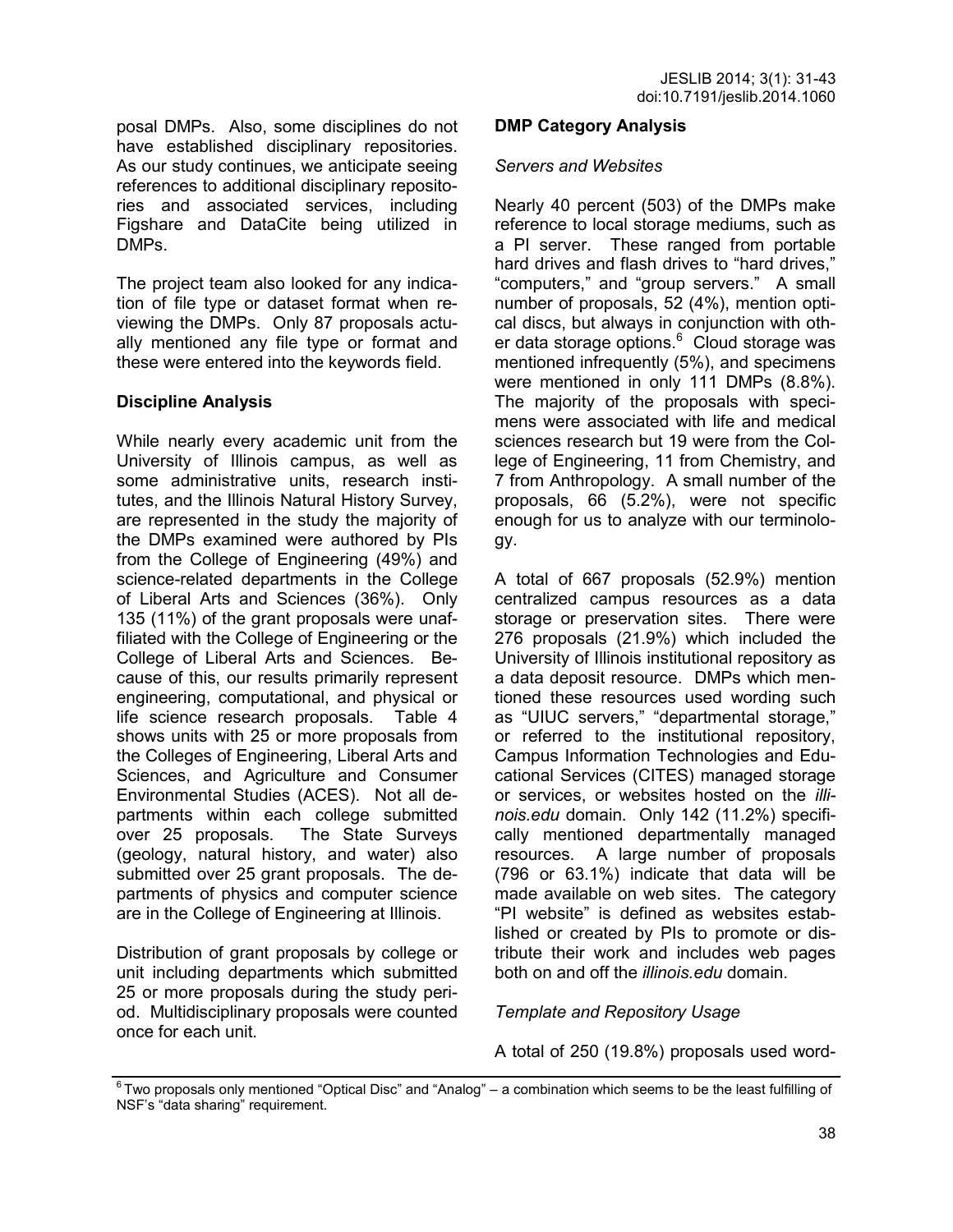posal DMPs. Also, some disciplines do not have established disciplinary repositories. As our study continues, we anticipate seeing references to additional disciplinary repositories and associated services, including Figshare and DataCite being utilized in DMPs.

The project team also looked for any indication of file type or dataset format when reviewing the DMPs. Only 87 proposals actually mentioned any file type or format and these were entered into the keywords field.

### Discipline Analysis

While nearly every academic unit from the University of Illinois campus, as well as some administrative units, research institutes, and the Illinois Natural History Survey, are represented in the study the majority of the DMPs examined were authored by PIs from the College of Engineering (49%) and science-related departments in the College of Liberal Arts and Sciences (36%). Only 135 (11%) of the grant proposals were unaffiliated with the College of Engineering or the College of Liberal Arts and Sciences. Because of this, our results primarily represent engineering, computational, and physical or life science research proposals. Table 4 shows units with 25 or more proposals from the Colleges of Engineering, Liberal Arts and Sciences, and Agriculture and Consumer Environmental Studies (ACES). Not all departments within each college submitted over 25 proposals. The State Surveys (geology, natural history, and water) also submitted over 25 grant proposals. The departments of physics and computer science are in the College of Engineering at Illinois.

Distribution of grant proposals by college or unit including departments which submitted 25 or more proposals during the study period. Multidisciplinary proposals were counted once for each unit.

### DMP Category Analysis

#### *Servers and Websites*

Nearly 40 percent (503) of the DMPs make reference to local storage mediums, such as a PI server. These ranged from portable hard drives and flash drives to "hard drives," "computers," and "group servers." A small number of proposals, 52 (4%), mention optical discs, but always in conjunction with other data storage options.[6] Cloud storage was mentioned infrequently (5%), and specimens were mentioned in only 111 DMPs (8.8%). The majority of the proposals with specimens were associated with life and medical sciences research but 19 were from the College of Engineering, 11 from Chemistry, and 7 from Anthropology. A small number of the proposals, 66 (5.2%), were not specific enough for us to analyze with our terminology.

A total of 667 proposals (52.9%) mention centralized campus resources as a data storage or preservation sites. There were 276 proposals (21.9%) which included the University of Illinois institutional repository as a data deposit resource. DMPs which mentioned these resources used wording such as "UIUC servers," "departmental storage," or referred to the institutional repository, Campus Information Technologies and Educational Services (CITES) managed storage or services, or websites hosted on the *illinois.edu* domain. Only 142 (11.2%) specifically mentioned departmentally managed resources. A large number of proposals (796 or 63.1%) indicate that data will be made available on web sites. The category "PI website" is defined as websites established or created by PIs to promote or distribute their work and includes web pages both on and off the *illinois.edu* domain.

#### *Template and Repository Usage*

A total of 250 (19.8%) proposals used word-

[6] Two proposals only mentioned "Optical Disc" and "Analog" – a combination which seems to be the least fulfilling of NSF's "data sharing" requirement.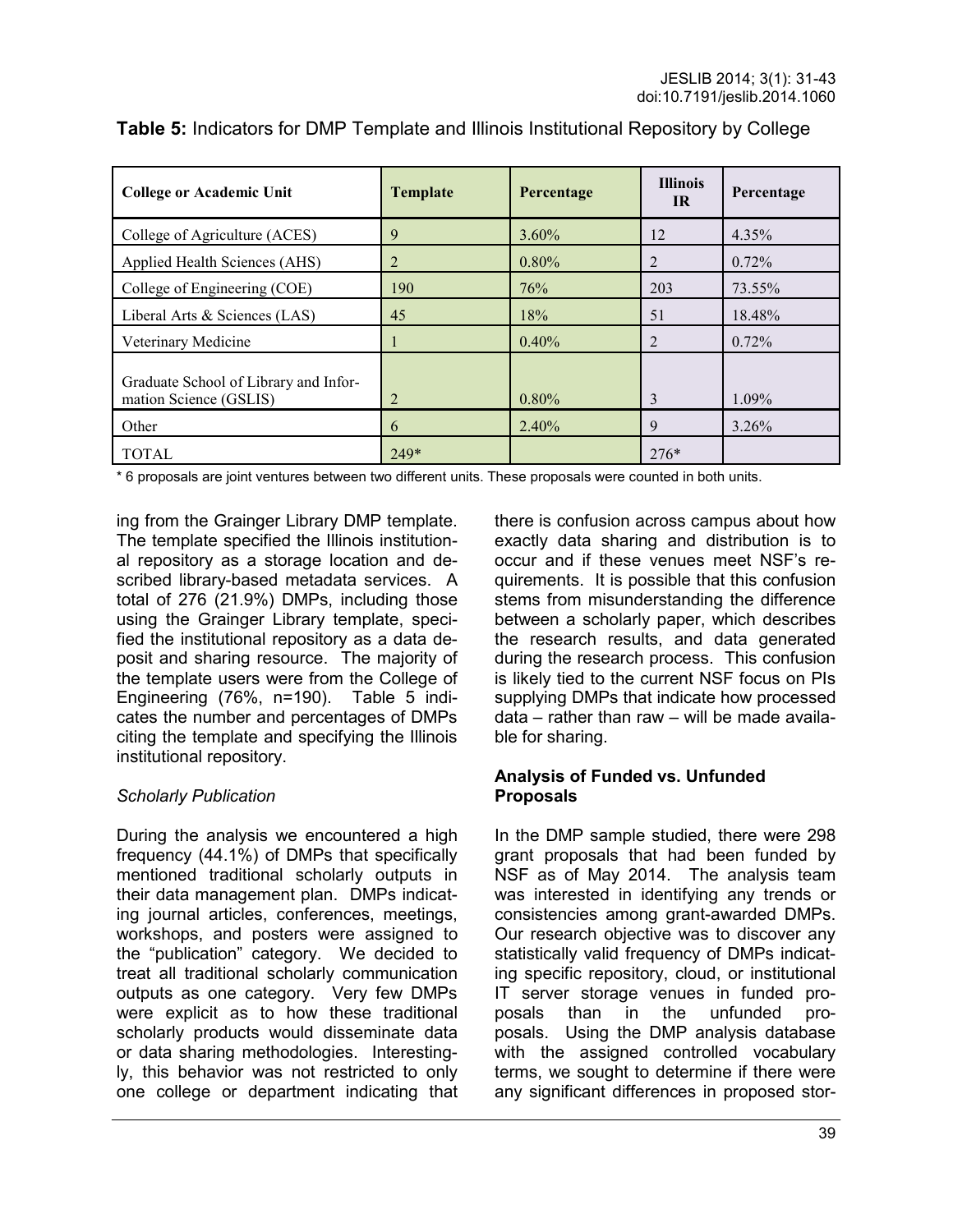**Table 5:** Indicators for DMP Template and Illinois Institutional Repository by College

| College or Academic Unit | Template | Percentage | Illinois IR | Percentage |
|---|---|---|---|---|
| College of Agriculture (ACES) | 9 | 3.60% | 12 | 4.35% |
| Applied Health Sciences (AHS) | 2 | 0.80% | 2 | 0.72% |
| College of Engineering (COE) | 190 | 76% | 203 | 73.55% |
| Liberal Arts & Sciences (LAS) | 45 | 18% | 51 | 18.48% |
| Veterinary Medicine | 1 | 0.40% | 2 | 0.72% |
| Graduate School of Library and Information Science (GSLIS) | 2 | 0.80% | 3 | 1.09% |
| Other | 6 | 2.40% | 9 | 3.26% |
| TOTAL | 249* | | 276* | |

* 6 proposals are joint ventures between two different units. These proposals were counted in both units.

ing from the Grainger Library DMP template. The template specified the Illinois institutional repository as a storage location and described library-based metadata services. A total of 276 (21.9%) DMPs, including those using the Grainger Library template, specified the institutional repository as a data deposit and sharing resource. The majority of the template users were from the College of Engineering (76%, n=190). Table 5 indicates the number and percentages of DMPs citing the template and specifying the Illinois institutional repository.

### *Scholarly Publication*

During the analysis we encountered a high frequency (44.1%) of DMPs that specifically mentioned traditional scholarly outputs in their data management plan. DMPs indicating journal articles, conferences, meetings, workshops, and posters were assigned to the "publication" category. We decided to treat all traditional scholarly communication outputs as one category. Very few DMPs were explicit as to how these traditional scholarly products would disseminate data or data sharing methodologies. Interestingly, this behavior was not restricted to only one college or department indicating that there is confusion across campus about how exactly data sharing and distribution is to occur and if these venues meet NSF's requirements. It is possible that this confusion stems from misunderstanding the difference between a scholarly paper, which describes the research results, and data generated during the research process. This confusion is likely tied to the current NSF focus on PIs supplying DMPs that indicate how processed data – rather than raw – will be made available for sharing.

### **Analysis of Funded vs. Unfunded Proposals**

In the DMP sample studied, there were 298 grant proposals that had been funded by NSF as of May 2014. The analysis team was interested in identifying any trends or consistencies among grant-awarded DMPs. Our research objective was to discover any statistically valid frequency of DMPs indicating specific repository, cloud, or institutional IT server storage venues in funded proposals than in the unfunded proposals. Using the DMP analysis database with the assigned controlled vocabulary terms, we sought to determine if there were any significant differences in proposed stor-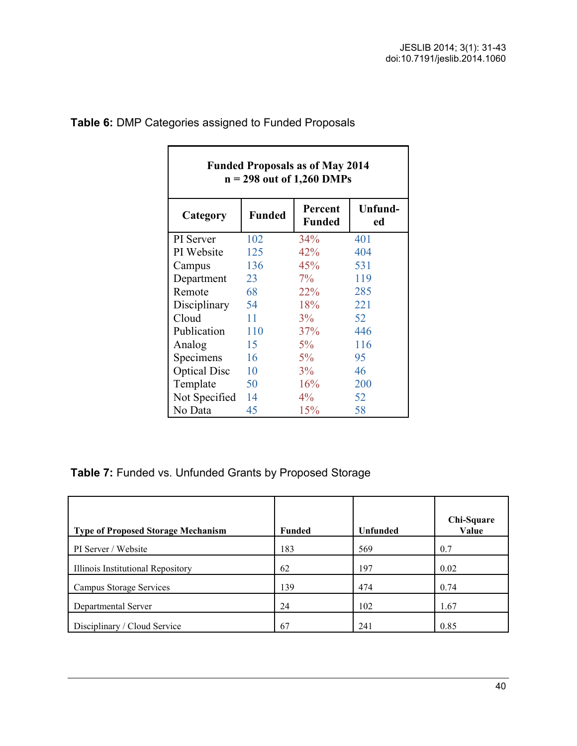**Table 6:** DMP Categories assigned to Funded Proposals

| Funded Proposals as of May 2014<br>n = 298 out of 1,260 DMPs | | | |
|---|---|---|---|
| **Category** | **Funded** | **Percent Funded** | **Unfund-ed** |
| PI Server | 102 | 34% | 401 |
| PI Website | 125 | 42% | 404 |
| Campus | 136 | 45% | 531 |
| Department | 23 | 7% | 119 |
| Remote | 68 | 22% | 285 |
| Disciplinary | 54 | 18% | 221 |
| Cloud | 11 | 3% | 52 |
| Publication | 110 | 37% | 446 |
| Analog | 15 | 5% | 116 |
| Specimens | 16 | 5% | 95 |
| Optical Disc | 10 | 3% | 46 |
| Template | 50 | 16% | 200 |
| Not Specified | 14 | 4% | 52 |
| No Data | 45 | 15% | 58 |

**Table 7:** Funded vs. Unfunded Grants by Proposed Storage

| Type of Proposed Storage Mechanism | Funded | Unfunded | Chi-Square Value |
|---|---|---|---|
| PI Server / Website | 183 | 569 | 0.7 |
| Illinois Institutional Repository | 62 | 197 | 0.02 |
| Campus Storage Services | 139 | 474 | 0.74 |
| Departmental Server | 24 | 102 | 1.67 |
| Disciplinary / Cloud Service | 67 | 241 | 0.85 |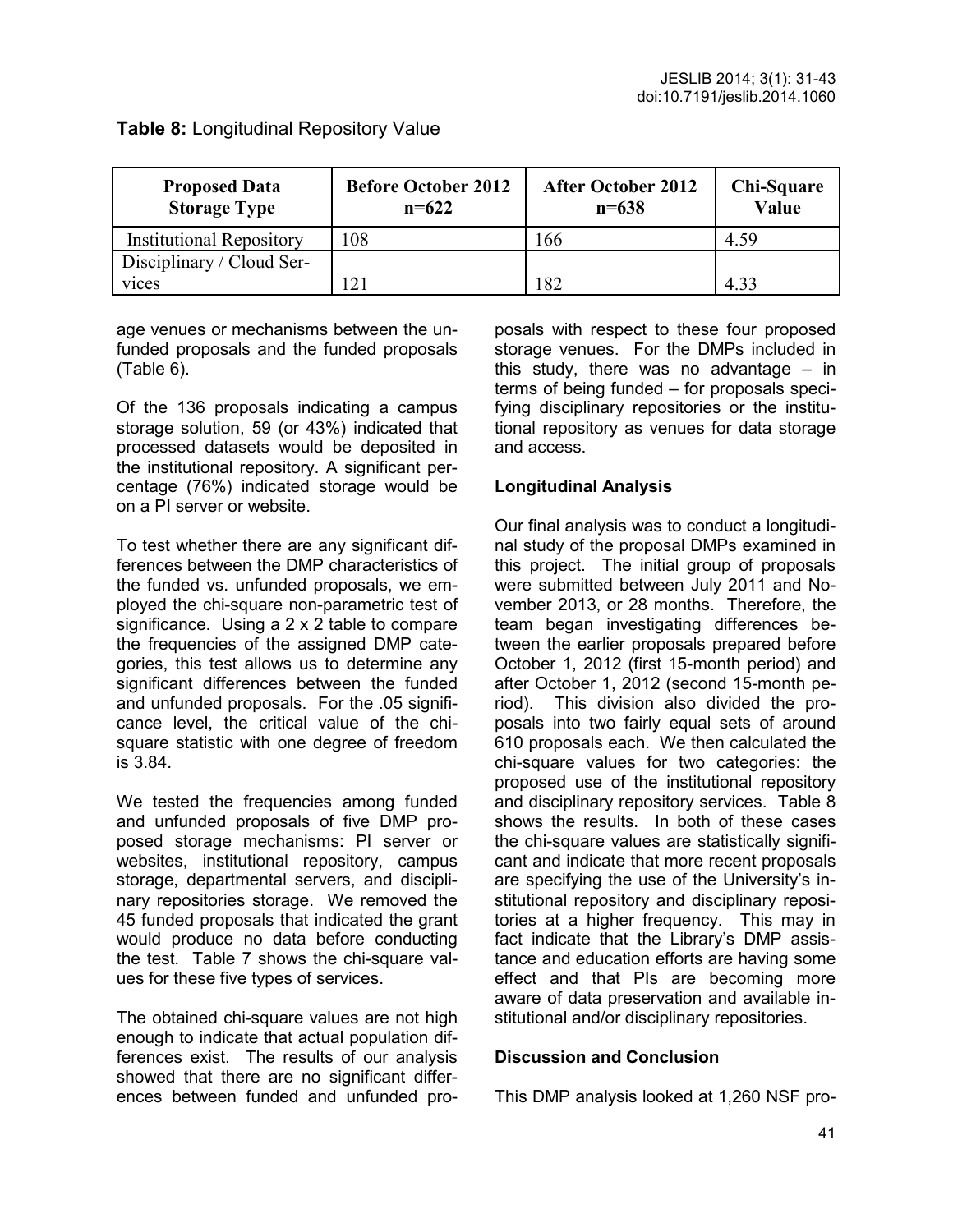**Table 8:** Longitudinal Repository Value

| Proposed Data Storage Type | Before October 2012 n=622 | After October 2012 n=638 | Chi-Square Value |
|---|---|---|---|
| Institutional Repository | 108 | 166 | 4.59 |
| Disciplinary / Cloud Services | 121 | 182 | 4.33 |

age venues or mechanisms between the unfunded proposals and the funded proposals (Table 6).

Of the 136 proposals indicating a campus storage solution, 59 (or 43%) indicated that processed datasets would be deposited in the institutional repository. A significant percentage (76%) indicated storage would be on a PI server or website.

To test whether there are any significant differences between the DMP characteristics of the funded vs. unfunded proposals, we employed the chi-square non-parametric test of significance. Using a 2 x 2 table to compare the frequencies of the assigned DMP categories, this test allows us to determine any significant differences between the funded and unfunded proposals. For the .05 significance level, the critical value of the chi-square statistic with one degree of freedom is 3.84.

We tested the frequencies among funded and unfunded proposals of five DMP proposed storage mechanisms: PI server or websites, institutional repository, campus storage, departmental servers, and disciplinary repositories storage. We removed the 45 funded proposals that indicated the grant would produce no data before conducting the test. Table 7 shows the chi-square values for these five types of services.

The obtained chi-square values are not high enough to indicate that actual population differences exist. The results of our analysis showed that there are no significant differences between funded and unfunded proposals with respect to these four proposed storage venues. For the DMPs included in this study, there was no advantage – in terms of being funded – for proposals specifying disciplinary repositories or the institutional repository as venues for data storage and access.

### Longitudinal Analysis

Our final analysis was to conduct a longitudinal study of the proposal DMPs examined in this project. The initial group of proposals were submitted between July 2011 and November 2013, or 28 months. Therefore, the team began investigating differences between the earlier proposals prepared before October 1, 2012 (first 15-month period) and after October 1, 2012 (second 15-month period). This division also divided the proposals into two fairly equal sets of around 610 proposals each. We then calculated the chi-square values for two categories: the proposed use of the institutional repository and disciplinary repository services. Table 8 shows the results. In both of these cases the chi-square values are statistically significant and indicate that more recent proposals are specifying the use of the University's institutional repository and disciplinary repositories at a higher frequency. This may in fact indicate that the Library's DMP assistance and education efforts are having some effect and that PIs are becoming more aware of data preservation and available institutional and/or disciplinary repositories.

## Discussion and Conclusion

This DMP analysis looked at 1,260 NSF pro-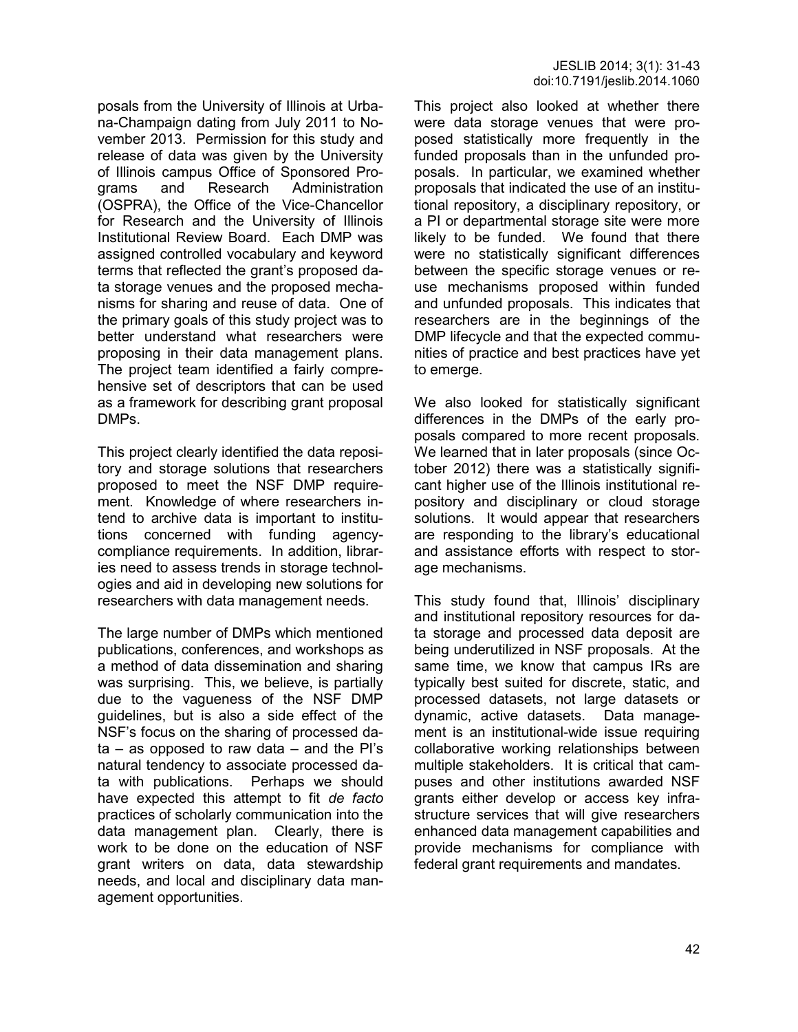posals from the University of Illinois at Urbana-Champaign dating from July 2011 to November 2013. Permission for this study and release of data was given by the University of Illinois campus Office of Sponsored Programs and Research Administration (OSPRA), the Office of the Vice-Chancellor for Research and the University of Illinois Institutional Review Board. Each DMP was assigned controlled vocabulary and keyword terms that reflected the grant's proposed data storage venues and the proposed mechanisms for sharing and reuse of data. One of the primary goals of this study project was to better understand what researchers were proposing in their data management plans. The project team identified a fairly comprehensive set of descriptors that can be used as a framework for describing grant proposal DMPs.

This project clearly identified the data repository and storage solutions that researchers proposed to meet the NSF DMP requirement. Knowledge of where researchers intend to archive data is important to institutions concerned with funding agency-compliance requirements. In addition, libraries need to assess trends in storage technologies and aid in developing new solutions for researchers with data management needs.

The large number of DMPs which mentioned publications, conferences, and workshops as a method of data dissemination and sharing was surprising. This, we believe, is partially due to the vagueness of the NSF DMP guidelines, but is also a side effect of the NSF's focus on the sharing of processed data – as opposed to raw data – and the PI's natural tendency to associate processed data with publications. Perhaps we should have expected this attempt to fit *de facto* practices of scholarly communication into the data management plan. Clearly, there is work to be done on the education of NSF grant writers on data, data stewardship needs, and local and disciplinary data management opportunities.

This project also looked at whether there were data storage venues that were proposed statistically more frequently in the funded proposals than in the unfunded proposals. In particular, we examined whether proposals that indicated the use of an institutional repository, a disciplinary repository, or a PI or departmental storage site were more likely to be funded. We found that there were no statistically significant differences between the specific storage venues or reuse mechanisms proposed within funded and unfunded proposals. This indicates that researchers are in the beginnings of the DMP lifecycle and that the expected communities of practice and best practices have yet to emerge.

We also looked for statistically significant differences in the DMPs of the early proposals compared to more recent proposals. We learned that in later proposals (since October 2012) there was a statistically significant higher use of the Illinois institutional repository and disciplinary or cloud storage solutions. It would appear that researchers are responding to the library's educational and assistance efforts with respect to storage mechanisms.

This study found that, Illinois' disciplinary and institutional repository resources for data storage and processed data deposit are being underutilized in NSF proposals. At the same time, we know that campus IRs are typically best suited for discrete, static, and processed datasets, not large datasets or dynamic, active datasets. Data management is an institutional-wide issue requiring collaborative working relationships between multiple stakeholders. It is critical that campuses and other institutions awarded NSF grants either develop or access key infrastructure services that will give researchers enhanced data management capabilities and provide mechanisms for compliance with federal grant requirements and mandates.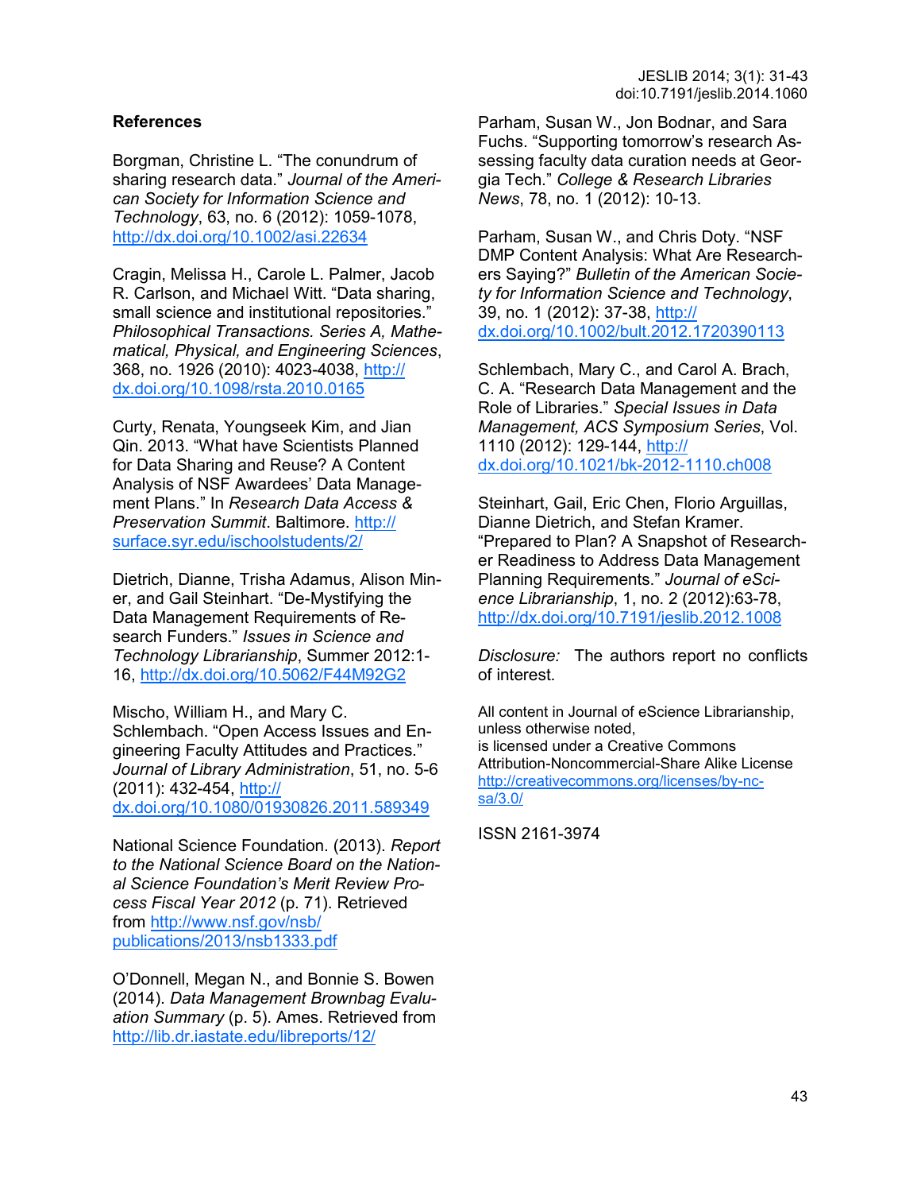## References

Borgman, Christine L. "The conundrum of sharing research data." *Journal of the American Society for Information Science and Technology*, 63, no. 6 (2012): 1059-1078, http://dx.doi.org/10.1002/asi.22634

Cragin, Melissa H., Carole L. Palmer, Jacob R. Carlson, and Michael Witt. "Data sharing, small science and institutional repositories." *Philosophical Transactions. Series A, Mathematical, Physical, and Engineering Sciences*, 368, no. 1926 (2010): 4023-4038, http://dx.doi.org/10.1098/rsta.2010.0165

Curty, Renata, Youngseek Kim, and Jian Qin. 2013. "What have Scientists Planned for Data Sharing and Reuse? A Content Analysis of NSF Awardees' Data Management Plans." In *Research Data Access & Preservation Summit*. Baltimore. http://surface.syr.edu/ischoolstudents/2/

Dietrich, Dianne, Trisha Adamus, Alison Miner, and Gail Steinhart. "De-Mystifying the Data Management Requirements of Research Funders." *Issues in Science and Technology Librarianship*, Summer 2012:1-16, http://dx.doi.org/10.5062/F44M92G2

Mischo, William H., and Mary C. Schlembach. "Open Access Issues and Engineering Faculty Attitudes and Practices." *Journal of Library Administration*, 51, no. 5-6 (2011): 432-454, http://dx.doi.org/10.1080/01930826.2011.589349

National Science Foundation. (2013). *Report to the National Science Board on the National Science Foundation's Merit Review Process Fiscal Year 2012* (p. 71). Retrieved from http://www.nsf.gov/nsb/publications/2013/nsb1333.pdf

O'Donnell, Megan N., and Bonnie S. Bowen (2014). *Data Management Brownbag Evaluation Summary* (p. 5). Ames. Retrieved from http://lib.dr.iastate.edu/libreports/12/

Parham, Susan W., Jon Bodnar, and Sara Fuchs. "Supporting tomorrow's research Assessing faculty data curation needs at Georgia Tech." *College & Research Libraries News*, 78, no. 1 (2012): 10-13.

Parham, Susan W., and Chris Doty. "NSF DMP Content Analysis: What Are Researchers Saying?" *Bulletin of the American Society for Information Science and Technology*, 39, no. 1 (2012): 37-38, http://dx.doi.org/10.1002/bult.2012.1720390113

Schlembach, Mary C., and Carol A. Brach, C. A. "Research Data Management and the Role of Libraries." *Special Issues in Data Management, ACS Symposium Series*, Vol. 1110 (2012): 129-144, http://dx.doi.org/10.1021/bk-2012-1110.ch008

Steinhart, Gail, Eric Chen, Florio Arguillas, Dianne Dietrich, and Stefan Kramer. "Prepared to Plan? A Snapshot of Researcher Readiness to Address Data Management Planning Requirements." *Journal of eScience Librarianship*, 1, no. 2 (2012):63-78, http://dx.doi.org/10.7191/jeslib.2012.1008

*Disclosure:* The authors report no conflicts of interest.

All content in Journal of eScience Librarianship, unless otherwise noted,
is licensed under a Creative Commons Attribution-Noncommercial-Share Alike License http://creativecommons.org/licenses/by-nc-sa/3.0/

ISSN 2161-3974